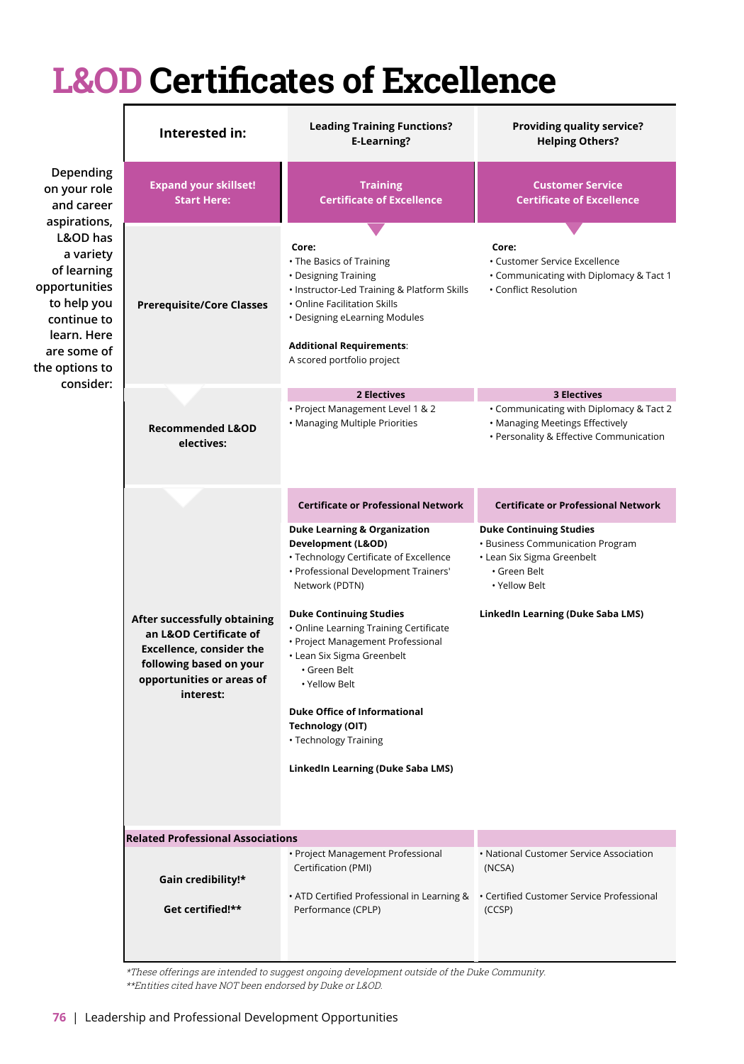# L&OD Certificates of Excellence

Depending on your role and career aspirations, L&OD has a variety of learning opportunities to help you continue to learn. Here are some of the options to consider:

| Interested in: | Leading Training Functions? E-Learning? | Providing quality service? Helping Others? |
|---|---|---|
| **Expand your skillset! Start Here:** | **Training Certificate of Excellence** | **Customer Service Certificate of Excellence** |
| **Prerequisite/Core Classes** | **Core:**<br>• The Basics of Training<br>• Designing Training<br>• Instructor-Led Training & Platform Skills<br>• Online Facilitation Skills<br>• Designing eLearning Modules<br><br>**Additional Requirements**:<br>A scored portfolio project | **Core:**<br>• Customer Service Excellence<br>• Communicating with Diplomacy & Tact 1<br>• Conflict Resolution |
| **Recommended L&OD electives:** | **2 Electives**<br>• Project Management Level 1 & 2<br>• Managing Multiple Priorities | **3 Electives**<br>• Communicating with Diplomacy & Tact 2<br>• Managing Meetings Effectively<br>• Personality & Effective Communication |
| **After successfully obtaining an L&OD Certificate of Excellence, consider the following based on your opportunities or areas of interest:** | **Certificate or Professional Network**<br><br>**Duke Learning & Organization Development (L&OD)**<br>• Technology Certificate of Excellence<br>• Professional Development Trainers' Network (PDTN)<br><br>**Duke Continuing Studies**<br>• Online Learning Training Certificate<br>• Project Management Professional<br>• Lean Six Sigma Greenbelt<br>  • Green Belt<br>  • Yellow Belt<br><br>**Duke Office of Informational Technology (OIT)**<br>• Technology Training<br><br>**LinkedIn Learning (Duke Saba LMS)** | **Certificate or Professional Network**<br><br>**Duke Continuing Studies**<br>• Business Communication Program<br>• Lean Six Sigma Greenbelt<br>  • Green Belt<br>  • Yellow Belt<br><br>**LinkedIn Learning (Duke Saba LMS)** |
| **Related Professional Associations**<br><br>**Gain credibility!***<br><br>**Get certified!**** | • Project Management Professional Certification (PMI)<br><br>• ATD Certified Professional in Learning & Performance (CPLP) | • National Customer Service Association (NCSA)<br><br>• Certified Customer Service Professional (CCSP) |

*These offerings are intended to suggest ongoing development outside of the Duke Community.*
*\*\*Entities cited have NOT been endorsed by Duke or L&OD.*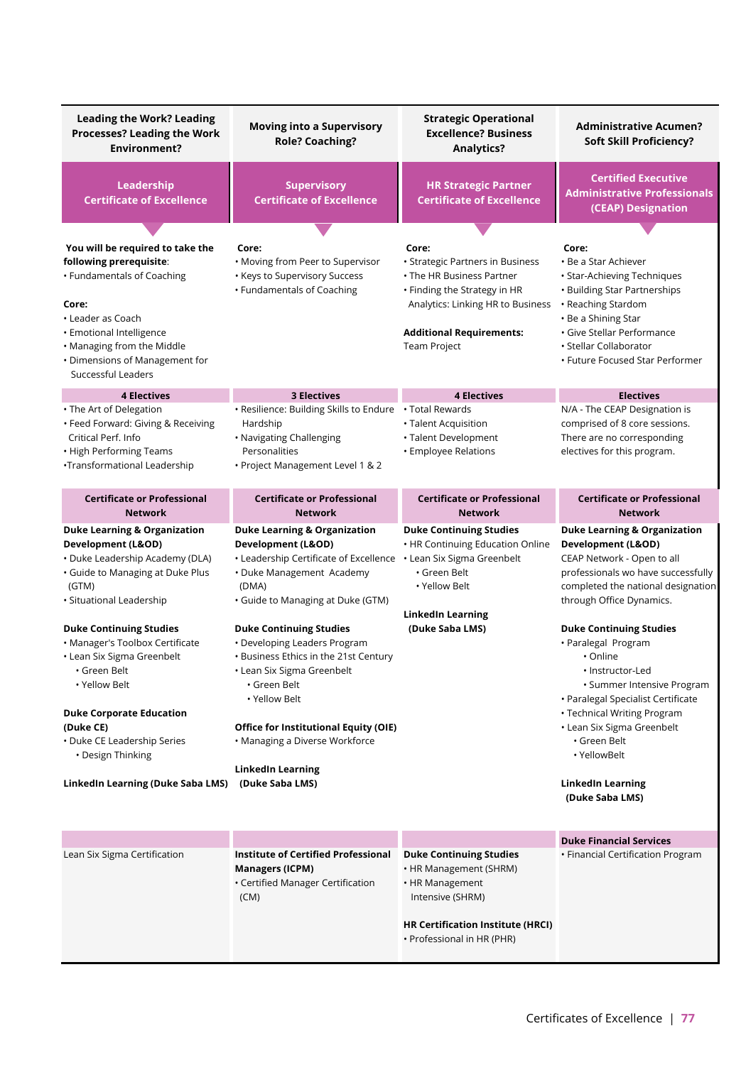| Leading the Work? Leading Processes? Leading the Work Environment? | Moving into a Supervisory Role? Coaching? | Strategic Operational Excellence? Business Analytics? | Administrative Acumen? Soft Skill Proficiency? |
|---|---|---|---|
| **Leadership Certificate of Excellence** | **Supervisory Certificate of Excellence** | **HR Strategic Partner Certificate of Excellence** | **Certified Executive Administrative Professionals (CEAP) Designation** |
| **You will be required to take the following prerequisite**: • Fundamentals of Coaching<br><br>**Core:**<br>• Leader as Coach<br>• Emotional Intelligence<br>• Managing from the Middle<br>• Dimensions of Management for Successful Leaders | **Core:**<br>• Moving from Peer to Supervisor<br>• Keys to Supervisory Success<br>• Fundamentals of Coaching | **Core:**<br>• Strategic Partners in Business<br>• The HR Business Partner<br>• Finding the Strategy in HR Analytics: Linking HR to Business<br><br>**Additional Requirements:**<br>Team Project | **Core:**<br>• Be a Star Achiever<br>• Star-Achieving Techniques<br>• Building Star Partnerships<br>• Reaching Stardom<br>• Be a Shining Star<br>• Give Stellar Performance<br>• Stellar Collaborator<br>• Future Focused Star Performer |
| **4 Electives** | **3 Electives** | **4 Electives** | **Electives** |
| • The Art of Delegation<br>• Feed Forward: Giving & Receiving Critical Perf. Info<br>• High Performing Teams<br>•Transformational Leadership | • Resilience: Building Skills to Endure Hardship<br>• Navigating Challenging Personalities<br>• Project Management Level 1 & 2 | • Total Rewards<br>• Talent Acquisition<br>• Talent Development<br>• Employee Relations | N/A - The CEAP Designation is comprised of 8 core sessions. There are no corresponding electives for this program. |
| **Certificate or Professional Network** | **Certificate or Professional Network** | **Certificate or Professional Network** | **Certificate or Professional Network** |
| **Duke Learning & Organization Development (L&OD)**<br>• Duke Leadership Academy (DLA)<br>• Guide to Managing at Duke Plus (GTM)<br>• Situational Leadership<br><br>**Duke Continuing Studies**<br>• Manager's Toolbox Certificate<br>• Lean Six Sigma Greenbelt<br>• Green Belt<br>• Yellow Belt<br><br>**Duke Corporate Education (Duke CE)**<br>• Duke CE Leadership Series<br>• Design Thinking<br><br>**LinkedIn Learning (Duke Saba LMS)** | **Duke Learning & Organization Development (L&OD)**<br>• Leadership Certificate of Excellence<br>• Duke Management Academy (DMA)<br>• Guide to Managing at Duke (GTM)<br><br>**Duke Continuing Studies**<br>• Developing Leaders Program<br>• Business Ethics in the 21st Century<br>• Lean Six Sigma Greenbelt<br>• Green Belt<br>• Yellow Belt<br><br>**Office for Institutional Equity (OIE)**<br>• Managing a Diverse Workforce<br><br>**LinkedIn Learning (Duke Saba LMS)** | **Duke Continuing Studies**<br>• HR Continuing Education Online<br>• Lean Six Sigma Greenbelt<br>• Green Belt<br>• Yellow Belt<br><br>**LinkedIn Learning (Duke Saba LMS)** | **Duke Learning & Organization Development (L&OD)**<br>CEAP Network - Open to all professionals wo have successfully completed the national designation through Office Dynamics.<br><br>**Duke Continuing Studies**<br>• Paralegal Program<br>• Online<br>• Instructor-Led<br>• Summer Intensive Program<br>• Paralegal Specialist Certificate<br>• Technical Writing Program<br>• Lean Six Sigma Greenbelt<br>• Green Belt<br>• YellowBelt<br><br>**LinkedIn Learning (Duke Saba LMS)** |
| | | | **Duke Financial Services** |
| Lean Six Sigma Certification | **Institute of Certified Professional Managers (ICPM)**<br>• Certified Manager Certification (CM) | **Duke Continuing Studies**<br>• HR Management (SHRM)<br>• HR Management Intensive (SHRM)<br><br>**HR Certification Institute (HRCI)**<br>• Professional in HR (PHR) | • Financial Certification Program |